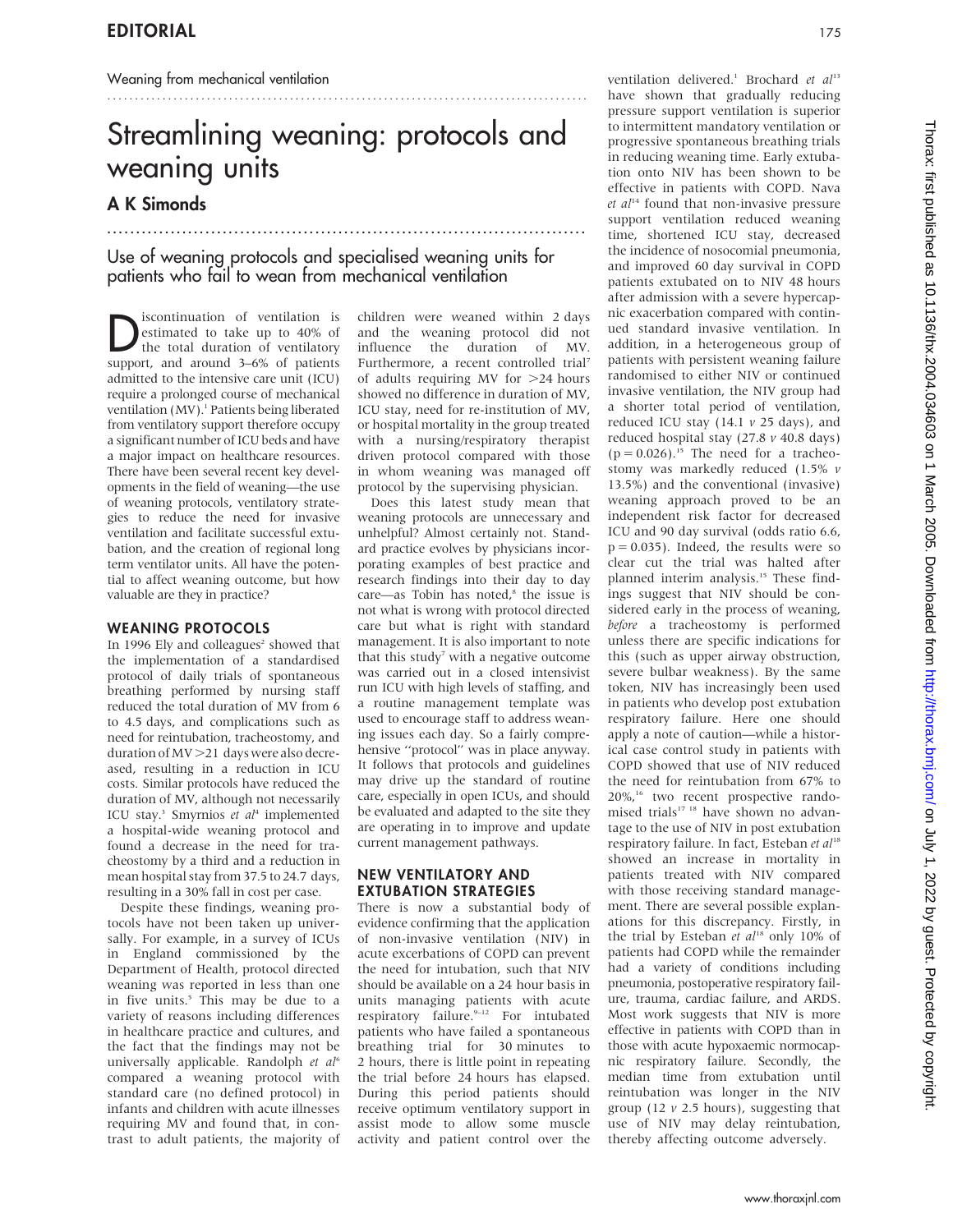# EDITORIAL

Weaning from mechanical ventilation

# Streamlining weaning: protocols and weaning units

## A K Simonds

Use of weaning protocols and specialised weaning units for patients who fail to wean from mechanical ventilation

Discontinuation of ventilation is estimated to take up to 40% of the total duration of ventilatory support, and around 3–6% of patients admitted to the intensive care unit (ICU) require a prolonged course of mechanical ventilation (MV).[1] Patients being liberated from ventilatory support therefore occupy a significant number of ICU beds and have a major impact on healthcare resources. There have been several recent key developments in the field of weaning—the use of weaning protocols, ventilatory strategies to reduce the need for invasive ventilation and facilitate successful extubation, and the creation of regional long term ventilator units. All have the potential to affect weaning outcome, but how valuable are they in practice?

### WEANING PROTOCOLS

In 1996 Ely and colleagues[2] showed that the implementation of a standardised protocol of daily trials of spontaneous breathing performed by nursing staff reduced the total duration of MV from 6 to 4.5 days, and complications such as need for reintubation, tracheostomy, and duration of MV >21 days were also decreased, resulting in a reduction in ICU costs. Similar protocols have reduced the duration of MV, although not necessarily ICU stay.[3] Smyrnios *et al*[4] implemented a hospital-wide weaning protocol and found a decrease in the need for tracheostomy by a third and a reduction in mean hospital stay from 37.5 to 24.7 days, resulting in a 30% fall in cost per case.

Despite these findings, weaning protocols have not been taken up universally. For example, in a survey of ICUs in England commissioned by the Department of Health, protocol directed weaning was reported in less than one in five units.[5] This may be due to a variety of reasons including differences in healthcare practice and cultures, and the fact that the findings may not be universally applicable. Randolph *et al*[6] compared a weaning protocol with standard care (no defined protocol) in infants and children with acute illnesses requiring MV and found that, in contrast to adult patients, the majority of children were weaned within 2 days and the weaning protocol did not influence the duration of MV. Furthermore, a recent controlled trial[7] of adults requiring MV for >24 hours showed no difference in duration of MV, ICU stay, need for re-institution of MV, or hospital mortality in the group treated with a nursing/respiratory therapist driven protocol compared with those in whom weaning was managed off protocol by the supervising physician.

Does this latest study mean that weaning protocols are unnecessary and unhelpful? Almost certainly not. Standard practice evolves by physicians incorporating examples of best practice and research findings into their day to day care—as Tobin has noted,[8] the issue is not what is wrong with protocol directed care but what is right with standard management. It is also important to note that this study[7] with a negative outcome was carried out in a closed intensivist run ICU with high levels of staffing, and a routine management template was used to encourage staff to address weaning issues each day. So a fairly comprehensive "protocol" was in place anyway. It follows that protocols and guidelines may drive up the standard of routine care, especially in open ICUs, and should be evaluated and adapted to the site they are operating in to improve and update current management pathways.

### NEW VENTILATORY AND EXTUBATION STRATEGIES

There is now a substantial body of evidence confirming that the application of non-invasive ventilation (NIV) in acute exacerbations of COPD can prevent the need for intubation, such that NIV should be available on a 24 hour basis in units managing patients with acute respiratory failure.[9–12] For intubated patients who have failed a spontaneous breathing trial for 30 minutes to 2 hours, there is little point in repeating the trial before 24 hours has elapsed. During this period patients should receive optimum ventilatory support in assist mode to allow some muscle activity and patient control over the ventilation delivered.[1] Brochard *et al*[13] have shown that gradually reducing pressure support ventilation is superior to intermittent mandatory ventilation or progressive spontaneous breathing trials in reducing weaning time. Early extubation onto NIV has been shown to be effective in patients with COPD. Nava *et al*[14] found that non-invasive pressure support ventilation reduced weaning time, shortened ICU stay, decreased the incidence of nosocomial pneumonia, and improved 60 day survival in COPD patients extubated on to NIV 48 hours after admission with a severe hypercapnic exacerbation compared with continued standard invasive ventilation. In addition, in a heterogeneous group of patients with persistent weaning failure randomised to either NIV or continued invasive ventilation, the NIV group had a shorter total period of ventilation, reduced ICU stay (14.1 *v* 25 days), and reduced hospital stay (27.8 *v* 40.8 days) ($p = 0.026$).[15] The need for a tracheostomy was markedly reduced (1.5% *v* 13.5%) and the conventional (invasive) weaning approach proved to be an independent risk factor for decreased ICU and 90 day survival (odds ratio 6.6, $p = 0.035$). Indeed, the results were so clear cut the trial was halted after planned interim analysis.[15] These findings suggest that NIV should be considered early in the process of weaning, *before* a tracheostomy is performed unless there are specific indications for this (such as upper airway obstruction, severe bulbar weakness). By the same token, NIV has increasingly been used in patients who develop post extubation respiratory failure. Here one should apply a note of caution—while a historical case control study in patients with COPD showed that use of NIV reduced the need for reintubation from 67% to 20%,[16] two recent prospective randomised trials[17 18] have shown no advantage to the use of NIV in post extubation respiratory failure. In fact, Esteban *et al*[18] showed an increase in mortality in patients treated with NIV compared with those receiving standard management. There are several possible explanations for this discrepancy. Firstly, in the trial by Esteban *et al*[18] only 10% of patients had COPD while the remainder had a variety of conditions including pneumonia, postoperative respiratory failure, trauma, cardiac failure, and ARDS. Most work suggests that NIV is more effective in patients with COPD than in those with acute hypoxaemic normocapnic respiratory failure. Secondly, the median time from extubation until reintubation was longer in the NIV group (12 *v* 2.5 hours), suggesting that use of NIV may delay reintubation, thereby affecting outcome adversely.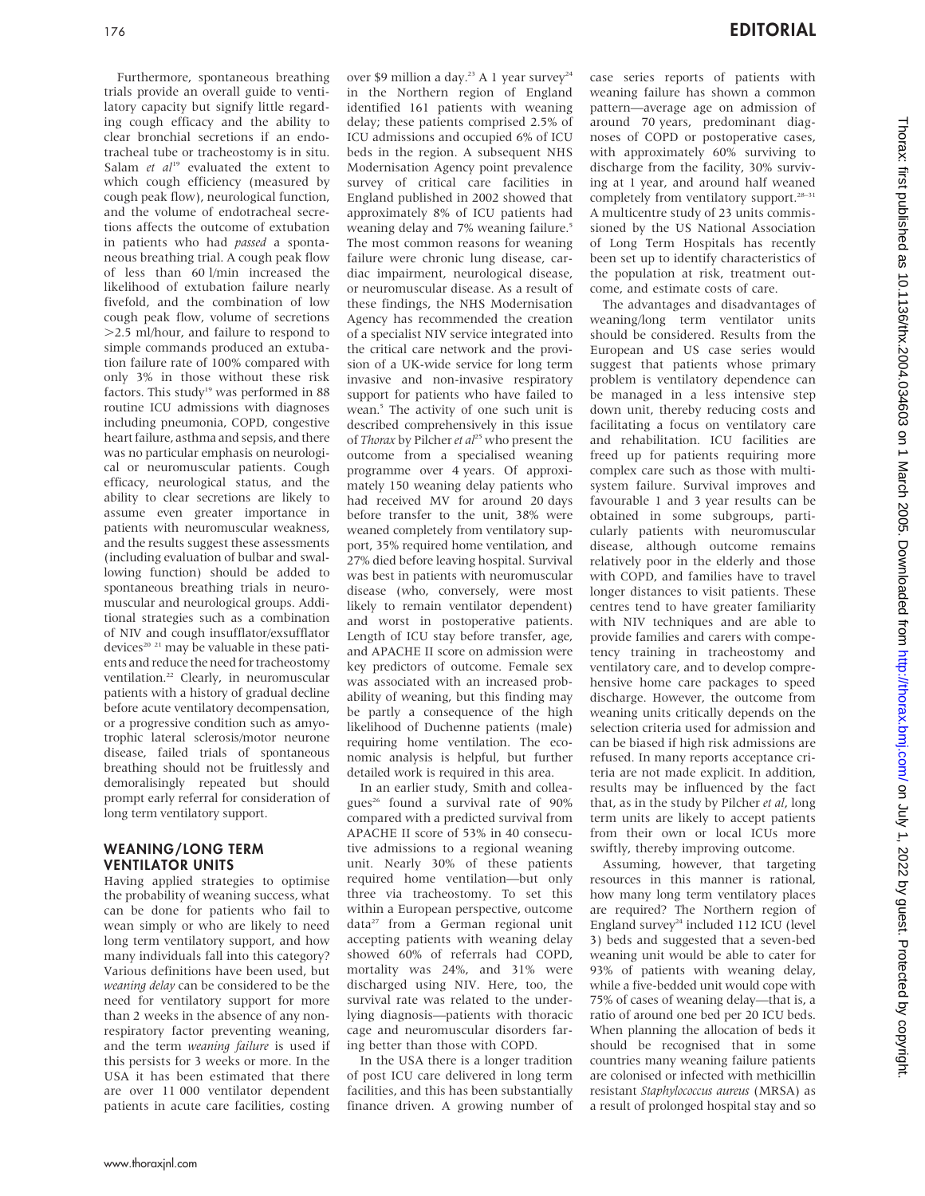Furthermore, spontaneous breathing trials provide an overall guide to ventilatory capacity but signify little regarding cough efficacy and the ability to clear bronchial secretions if an endotracheal tube or tracheostomy is in situ. Salam *et al*[19] evaluated the extent to which cough efficiency (measured by cough peak flow), neurological function, and the volume of endotracheal secretions affects the outcome of extubation in patients who had *passed* a spontaneous breathing trial. A cough peak flow of less than 60 l/min increased the likelihood of extubation failure nearly fivefold, and the combination of low cough peak flow, volume of secretions >2.5 ml/hour, and failure to respond to simple commands produced an extubation failure rate of 100% compared with only 3% in those without these risk factors. This study[19] was performed in 88 routine ICU admissions with diagnoses including pneumonia, COPD, congestive heart failure, asthma and sepsis, and there was no particular emphasis on neurological or neuromuscular patients. Cough efficacy, neurological status, and the ability to clear secretions are likely to assume even greater importance in patients with neuromuscular weakness, and the results suggest these assessments (including evaluation of bulbar and swallowing function) should be added to spontaneous breathing trials in neuromuscular and neurological groups. Additional strategies such as a combination of NIV and cough insufflator/exsufflator devices[20,21] may be valuable in these patients and reduce the need for tracheostomy ventilation.[22] Clearly, in neuromuscular patients with a history of gradual decline before acute ventilatory decompensation, or a progressive condition such as amyotrophic lateral sclerosis/motor neurone disease, failed trials of spontaneous breathing should not be fruitlessly and demoralisingly repeated but should prompt early referral for consideration of long term ventilatory support.

## WEANING/LONG TERM VENTILATOR UNITS

Having applied strategies to optimise the probability of weaning success, what can be done for patients who fail to wean simply or who are likely to need long term ventilatory support, and how many individuals fall into this category? Various definitions have been used, but *weaning delay* can be considered to be the need for ventilatory support for more than 2 weeks in the absence of any non-respiratory factor preventing weaning, and the term *weaning failure* is used if this persists for 3 weeks or more. In the USA it has been estimated that there are over 11 000 ventilator dependent patients in acute care facilities, costing over $9 million a day.[23] A 1 year survey[24] in the Northern region of England identified 161 patients with weaning delay; these patients comprised 2.5% of ICU admissions and occupied 6% of ICU beds in the region. A subsequent NHS Modernisation Agency point prevalence survey of critical care facilities in England published in 2002 showed that approximately 8% of ICU patients had weaning delay and 7% weaning failure.[5] The most common reasons for weaning failure were chronic lung disease, cardiac impairment, neurological disease, or neuromuscular disease. As a result of these findings, the NHS Modernisation Agency has recommended the creation of a specialist NIV service integrated into the critical care network and the provision of a UK-wide service for long term invasive and non-invasive respiratory support for patients who have failed to wean.[5] The activity of one such unit is described comprehensively in this issue of *Thorax* by Pilcher *et al*[25] who present the outcome from a specialised weaning programme over 4 years. Of approximately 150 weaning delay patients who had received MV for around 20 days before transfer to the unit, 38% were weaned completely from ventilatory support, 35% required home ventilation, and 27% died before leaving hospital. Survival was best in patients with neuromuscular disease (who, conversely, were most likely to remain ventilator dependent) and worst in postoperative patients. Length of ICU stay before transfer, age, and APACHE II score on admission were key predictors of outcome. Female sex was associated with an increased probability of weaning, but this finding may be partly a consequence of the high likelihood of Duchenne patients (male) requiring home ventilation. The economic analysis is helpful, but further detailed work is required in this area.

In an earlier study, Smith and colleagues[26] found a survival rate of 90% compared with a predicted survival from APACHE II score of 53% in 40 consecutive admissions to a regional weaning unit. Nearly 30% of these patients required home ventilation—but only three via tracheostomy. To set this within a European perspective, outcome data[27] from a German regional unit accepting patients with weaning delay showed 60% of referrals had COPD, mortality was 24%, and 31% were discharged using NIV. Here, too, the survival rate was related to the underlying diagnosis—patients with thoracic cage and neuromuscular disorders faring better than those with COPD.

In the USA there is a longer tradition of post ICU care delivered in long term facilities, and this has been substantially finance driven. A growing number of case series reports of patients with weaning failure has shown a common pattern—average age on admission of around 70 years, predominant diagnoses of COPD or postoperative cases, with approximately 60% surviving to discharge from the facility, 30% surviving at 1 year, and around half weaned completely from ventilatory support.[28–31] A multicentre study of 23 units commissioned by the US National Association of Long Term Hospitals has recently been set up to identify characteristics of the population at risk, treatment outcome, and estimate costs of care.

The advantages and disadvantages of weaning/long term ventilator units should be considered. Results from the European and US case series would suggest that patients whose primary problem is ventilatory dependence can be managed in a less intensive step down unit, thereby reducing costs and facilitating a focus on ventilatory care and rehabilitation. ICU facilities are freed up for patients requiring more complex care such as those with multisystem failure. Survival improves and favourable 1 and 3 year results can be obtained in some subgroups, particularly patients with neuromuscular disease, although outcome remains relatively poor in the elderly and those with COPD, and families have to travel longer distances to visit patients. These centres tend to have greater familiarity with NIV techniques and are able to provide families and carers with competency training in tracheostomy and ventilatory care, and to develop comprehensive home care packages to speed discharge. However, the outcome from weaning units critically depends on the selection criteria used for admission and can be biased if high risk admissions are refused. In many reports acceptance criteria are not made explicit. In addition, results may be influenced by the fact that, as in the study by Pilcher *et al*, long term units are likely to accept patients from their own or local ICUs more swiftly, thereby improving outcome.

Assuming, however, that targeting resources in this manner is rational, how many long term ventilatory places are required? The Northern region of England survey[24] included 112 ICU (level 3) beds and suggested that a seven-bed weaning unit would be able to cater for 93% of patients with weaning delay, while a five-bedded unit would cope with 75% of cases of weaning delay—that is, a ratio of around one bed per 20 ICU beds. When planning the allocation of beds it should be recognised that in some countries many weaning failure patients are colonised or infected with methicillin resistant *Staphylococcus aureus* (MRSA) as a result of prolonged hospital stay and so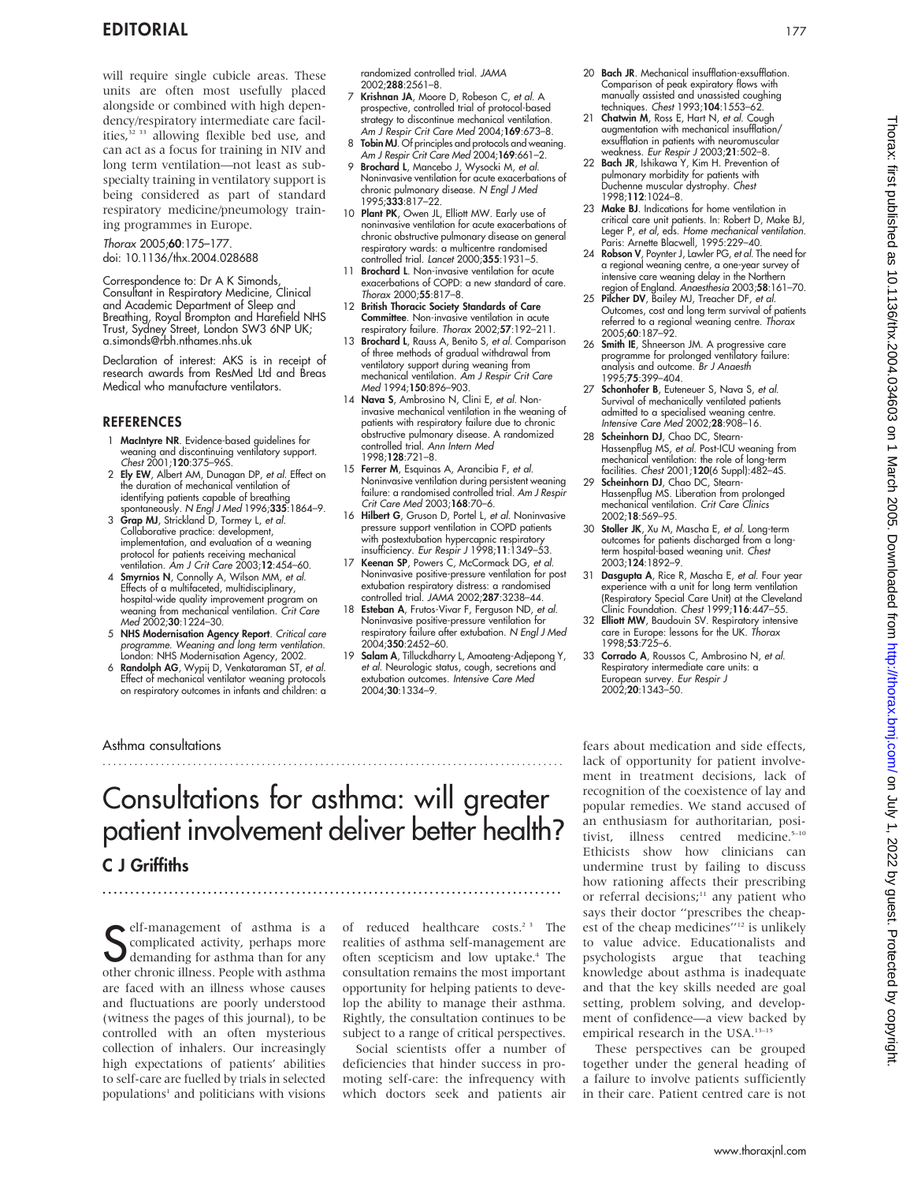will require single cubicle areas. These units are often most usefully placed alongside or combined with high dependency/respiratory intermediate care facilities,[32 33] allowing flexible bed use, and can act as a focus for training in NIV and long term ventilation—not least as subspecialty training in ventilatory support is being considered as part of standard respiratory medicine/pneumology training programmes in Europe.

*Thorax* 2005;**60**:175–177.
doi: 10.1136/thx.2004.028688

Correspondence to: Dr A K Simonds, Consultant in Respiratory Medicine, Clinical and Academic Department of Sleep and Breathing, Royal Brompton and Harefield NHS Trust, Sydney Street, London SW3 6NP UK; a.simonds@rbh.nthames.nhs.uk

Declaration of interest: AKS is in receipt of research awards from ResMed Ltd and Breas Medical who manufacture ventilators.

## REFERENCES

1. **MacIntyre NR**. Evidence-based guidelines for weaning and discontinuing ventilatory support. *Chest* 2001;**120**:375–96S.
2. **Ely EW**, Albert AM, Dunagan DP, *et al*. Effect on the duration of mechanical ventilation of identifying patients capable of breathing spontaneously. *N Engl J Med* 1996;**335**:1864–9.
3. **Grap MJ**, Strickland D, Tormey L, *et al*. Collaborative practice: development, implementation, and evaluation of a weaning protocol for patients receiving mechanical ventilation. *Am J Crit Care* 2003;**12**:454–60.
4. **Smyrnios N**, Connolly A, Wilson MM, *et al*. Effects of a multifaceted, multidisciplinary, hospital-wide quality improvement program on weaning from mechanical ventilation. *Crit Care Med* 2002;**30**:1224–30.
5. **NHS Modernisation Agency Report**. *Critical care programme. Weaning and long term ventilation*. London: NHS Modernisation Agency, 2002.
6. **Randolph AG**, Wypij D, Venkataraman ST, *et al*. Effect of mechanical ventilator weaning protocols on respiratory outcomes in infants and children: a randomized controlled trial. *JAMA* 2002;**288**:2561–8.
7. **Krishnan JA**, Moore D, Robeson C, *et al*. A prospective, controlled trial of protocol-based strategy to discontinue mechanical ventilation. *Am J Respir Crit Care Med* 2004;**169**:673–8.
8. **Tobin MJ**. Of principles and protocols and weaning. *Am J Respir Crit Care Med* 2004;**169**:661–2.
9. **Brochard L**, Mancebo J, Wysocki M, *et al*. Noninvasive ventilation for acute exacerbations of chronic pulmonary disease. *N Engl J Med* 1995;**333**:817–22.
10. **Plant PK**, Owen JL, Elliott MW. Early use of noninvasive ventilation for acute exacerbations of chronic obstructive pulmonary disease on general respiratory wards: a multicentre randomised controlled trial. *Lancet* 2000;**355**:1931–5.
11. **Brochard L**. Non-invasive ventilation for acute exacerbations of COPD: a new standard of care. *Thorax* 2000;**55**:817–8.
12. **British Thoracic Society Standards of Care Committee**. Non-invasive ventilation in acute respiratory failure. *Thorax* 2002;**57**:192–211.
13. **Brochard L**, Rauss A, Benito S, *et al*. Comparison of three methods of gradual withdrawal from ventilatory support during weaning from mechanical ventilation. *Am J Respir Crit Care Med* 1994;**150**:896–903.
14. **Nava S**, Ambrosino N, Clini E, *et al*. Non-invasive mechanical ventilation in the weaning of patients with respiratory failure due to chronic obstructive pulmonary disease. A randomized controlled trial. *Ann Intern Med* 1998;**128**:721–8.
15. **Ferrer M**, Esquinas A, Arancibia F, *et al*. Noninvasive ventilation during persistent weaning failure: a randomised controlled trial. *Am J Respir Crit Care Med* 2003;**168**:70–6.
16. **Hilbert G**, Gruson D, Portel L, *et al*. Noninvasive pressure support ventilation in COPD patients with postextubation hypercapnic respiratory insufficiency. *Eur Respir J* 1998;**11**:1349–53.
17. **Keenan SP**, Powers C, McCormack DG, *et al*. Noninvasive positive-pressure ventilation for post extubation respiratory distress: a randomised controlled trial. *JAMA* 2002;**287**:3238–44.
18. **Esteban A**, Frutos-Vivar F, Ferguson ND, *et al*. Noninvasive positive-pressure ventilation for respiratory failure after extubation. *N Engl J Med* 2004;**350**:2452–60.
19. **Salam A**, Tilluckdharry L, Amoateng-Adjepong Y, *et al*. Neurologic status, cough, secretions and extubation outcomes. *Intensive Care Med* 2004;**30**:1334–9.
20. **Bach JR**. Mechanical insufflation-exsufflation. Comparison of peak expiratory flows with manually assisted and unassisted coughing techniques. *Chest* 1993;**104**:1553–62.
21. **Chatwin M**, Ross E, Hart N, *et al*. Cough augmentation with mechanical insufflation/exsufflation in patients with neuromuscular weakness. *Eur Respir J* 2003;**21**:502–8.
22. **Bach JR**, Ishikawa Y, Kim H. Prevention of pulmonary morbidity for patients with Duchenne muscular dystrophy. *Chest* 1998;**112**:1024–8.
23. **Make BJ**. Indications for home ventilation in critical care unit patients. In: Robert D, Make BJ, Leger P, *et al*, eds. *Home mechanical ventilation*. Paris: Arnette Blacwell, 1995:229–40.
24. **Robson V**, Poynter J, Lawler PG, *et al*. The need for a regional weaning centre, a one-year survey of intensive care weaning delay in the Northern region of England. *Anaesthesia* 2003;**58**:161–70.
25. **Pilcher DV**, Bailey MJ, Treacher DF, *et al*. Outcomes, cost and long term survival of patients referred to a regional weaning centre. *Thorax* 2005;**60**:187–92.
26. **Smith IE**, Shneerson JM. A progressive care programme for prolonged ventilatory failure: analysis and outcome. *Br J Anaesth* 1995;**75**:399–404.
27. **Schonhofer B**, Euteneuer S, Nava S, *et al*. Survival of mechanically ventilated patients admitted to a specialised weaning centre. *Intensive Care Med* 2002;**28**:908–16.
28. **Scheinhorn DJ**, Chao DC, Stearn-Hassenpflug MS, *et al*. Post-ICU weaning from mechanical ventilation: the role of long-term facilities. *Chest* 2001;**120**(6 Suppl):482–4S.
29. **Scheinhorn DJ**, Chao DC, Stearn-Hassenpflug MS. Liberation from prolonged mechanical ventilation. *Crit Care Clinics* 2002;**18**:569–95.
30. **Stoller JK**, Xu M, Mascha E, *et al*. Long-term outcomes for patients discharged from a long-term hospital-based weaning unit. *Chest* 2003;**124**:1892–9.
31. **Dasgupta A**, Rice R, Mascha E, *et al*. Four year experience with a unit for long term ventilation (Respiratory Special Care Unit) at the Cleveland Clinic Foundation. *Chest* 1999;**116**:447–55.
32. **Elliott MW**, Baudouin SV. Respiratory intensive care in Europe: lessons for the UK. *Thorax* 1998;**53**:725–6.
33. **Corrado A**, Roussos C, Ambrosino N, *et al*. Respiratory intermediate care units: a European survey. *Eur Respir J* 2002;**20**:1343–50.

Asthma consultations

# Consultations for asthma: will greater patient involvement deliver better health?

## C J Griffiths

Self-management of asthma is a complicated activity, perhaps more demanding for asthma than for any other chronic illness. People with asthma are faced with an illness whose causes and fluctuations are poorly understood (witness the pages of this journal), to be controlled with an often mysterious collection of inhalers. Our increasingly high expectations of patients' abilities to self-care are fuelled by trials in selected populations[1] and politicians with visions of reduced healthcare costs.[2 3] The realities of asthma self-management are often scepticism and low uptake.[4] The consultation remains the most important opportunity for helping patients to develop the ability to manage their asthma. Rightly, the consultation continues to be subject to a range of critical perspectives.

Social scientists offer a number of deficiencies that hinder success in promoting self-care: the infrequency with which doctors seek and patients air fears about medication and side effects, lack of opportunity for patient involvement in treatment decisions, lack of recognition of the coexistence of lay and popular remedies. We stand accused of an enthusiasm for authoritarian, positivist, illness centred medicine.[5–10] Ethicists show how clinicians can undermine trust by failing to discuss how rationing affects their prescribing or referral decisions;[11] any patient who says their doctor "prescribes the cheapest of the cheap medicines"[12] is unlikely to value advice. Educationalists and psychologists argue that teaching knowledge about asthma is inadequate and that the key skills needed are goal setting, problem solving, and development of confidence—a view backed by empirical research in the USA.[13–15]

These perspectives can be grouped together under the general heading of a failure to involve patients sufficiently in their care. Patient centred care is not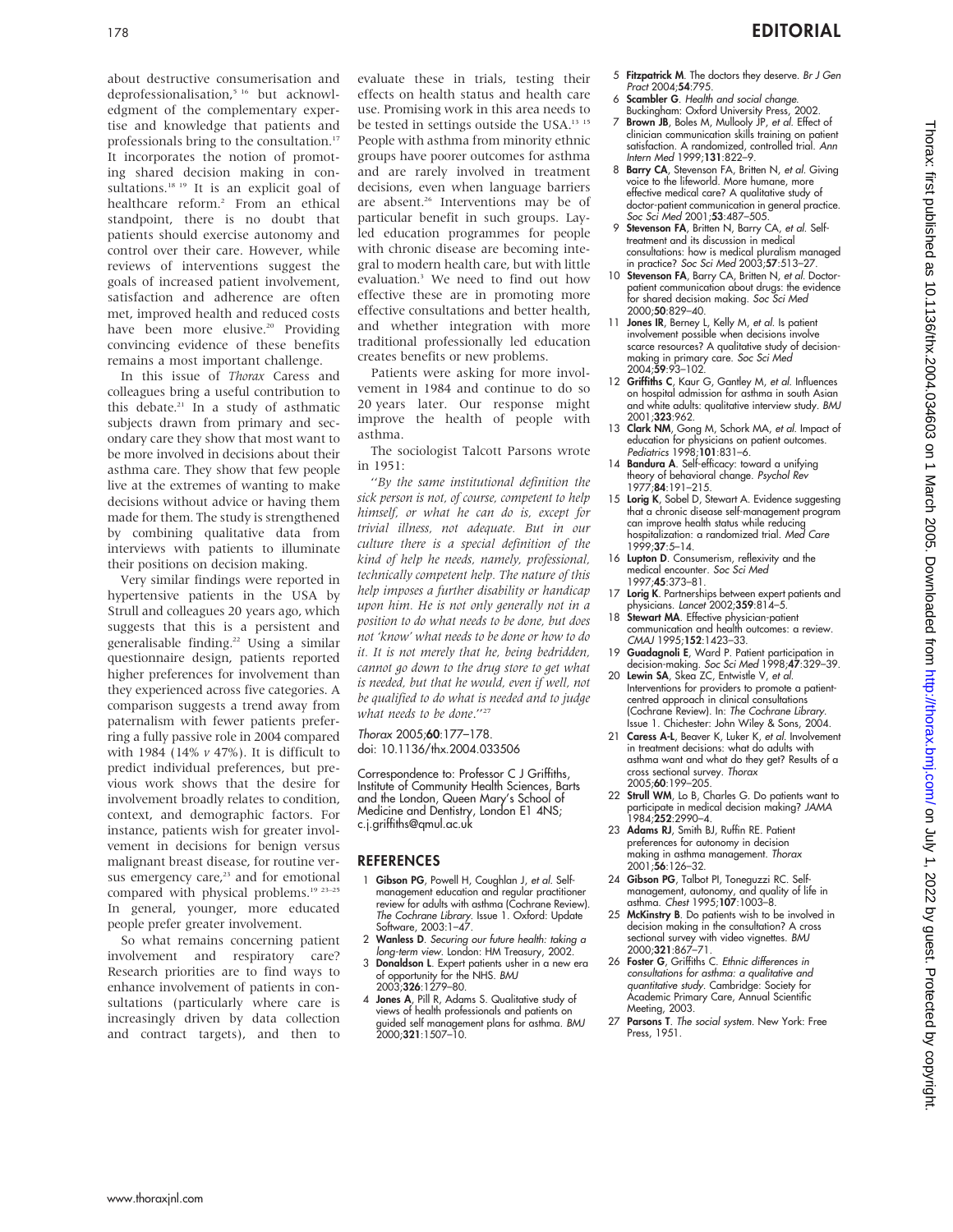about destructive consumerisation and deprofessionalisation,[5,16] but acknowledgment of the complementary expertise and knowledge that patients and professionals bring to the consultation.[17] It incorporates the notion of promoting shared decision making in consultations.[18,19] It is an explicit goal of healthcare reform.[2] From an ethical standpoint, there is no doubt that patients should exercise autonomy and control over their care. However, while reviews of interventions suggest the goals of increased patient involvement, satisfaction and adherence are often met, improved health and reduced costs have been more elusive.[20] Providing convincing evidence of these benefits remains a most important challenge.

In this issue of *Thorax* Caress and colleagues bring a useful contribution to this debate.[21] In a study of asthmatic subjects drawn from primary and secondary care they show that most want to be more involved in decisions about their asthma care. They show that few people live at the extremes of wanting to make decisions without advice or having them made for them. The study is strengthened by combining qualitative data from interviews with patients to illuminate their positions on decision making.

Very similar findings were reported in hypertensive patients in the USA by Strull and colleagues 20 years ago, which suggests that this is a persistent and generalisable finding.[22] Using a similar questionnaire design, patients reported higher preferences for involvement than they experienced across five categories. A comparison suggests a trend away from paternalism with fewer patients preferring a fully passive role in 2004 compared with 1984 (14% *v* 47%). It is difficult to predict individual preferences, but previous work shows that the desire for involvement broadly relates to condition, context, and demographic factors. For instance, patients wish for greater involvement in decisions for benign versus malignant breast disease, for routine versus emergency care,[23] and for emotional compared with physical problems.[19,23–25] In general, younger, more educated people prefer greater involvement.

So what remains concerning patient involvement and respiratory care? Research priorities are to find ways to enhance involvement of patients in consultations (particularly where care is increasingly driven by data collection and contract targets), and then to evaluate these in trials, testing their effects on health status and health care use. Promising work in this area needs to be tested in settings outside the USA.[13,15] People with asthma from minority ethnic groups have poorer outcomes for asthma and are rarely involved in treatment decisions, even when language barriers are absent.[26] Interventions may be of particular benefit in such groups. Lay-led education programmes for people with chronic disease are becoming integral to modern health care, but with little evaluation.[3] We need to find out how effective these are in promoting more effective consultations and better health, and whether integration with more traditional professionally led education creates benefits or new problems.

Patients were asking for more involvement in 1984 and continue to do so 20 years later. Our response might improve the health of people with asthma.

The sociologist Talcott Parsons wrote in 1951:

*"By the same institutional definition the sick person is not, of course, competent to help himself, or what he can do is, except for trivial illness, not adequate. But in our culture there is a special definition of the kind of help he needs, namely, professional, technically competent help. The nature of this help imposes a further disability or handicap upon him. He is not only generally not in a position to do what needs to be done, but does not 'know' what needs to be done or how to do it. It is not merely that he, being bedridden, cannot go down to the drug store to get what is needed, but that he would, even if well, not be qualified to do what is needed and to judge what needs to be done."*[27]

*Thorax* 2005;**60**:177–178.
doi: 10.1136/thx.2004.033506

Correspondence to: Professor C J Griffiths, Institute of Community Health Sciences, Barts and the London, Queen Mary's School of Medicine and Dentistry, London E1 4NS; c.j.griffiths@qmul.ac.uk

## REFERENCES

1. **Gibson PG**, Powell H, Coughlan J, *et al*. Self-management education and regular practitioner review for adults with asthma (Cochrane Review). *The Cochrane Library*. Issue 1. Oxford: Update Software, 2003:1–47.
2. **Wanless D**. *Securing our future health: taking a long-term view*. London: HM Treasury, 2002.
3. **Donaldson L**. Expert patients usher in a new era of opportunity for the NHS. *BMJ* 2003;**326**:1279–80.
4. **Jones A**, Pill R, Adams S. Qualitative study of views of health professionals and patients on guided self management plans for asthma. *BMJ* 2000;**321**:1507–10.
5. **Fitzpatrick M**. The doctors they deserve. *Br J Gen Pract* 2004;**54**:795.
6. **Scambler G**. *Health and social change*. Buckingham: Oxford University Press, 2002.
7. **Brown JB**, Boles M, Mullooly JP, *et al*. Effect of clinician communication skills training on patient satisfaction. A randomized, controlled trial. *Ann Intern Med* 1999;**131**:822–9.
8. **Barry CA**, Stevenson FA, Britten N, *et al*. Giving voice to the lifeworld. More humane, more effective medical care? A qualitative study of doctor-patient communication in general practice. *Soc Sci Med* 2001;**53**:487–505.
9. **Stevenson FA**, Britten N, Barry CA, *et al*. Self-treatment and its discussion in medical consultations: how is medical pluralism managed in practice? *Soc Sci Med* 2003;**57**:513–27.
10. **Stevenson FA**, Barry CA, Britten N, *et al*. Doctor-patient communication about drugs: the evidence for shared decision making. *Soc Sci Med* 2000;**50**:829–40.
11. **Jones IR**, Berney L, Kelly M, *et al*. Is patient involvement possible when decisions involve scarce resources? A qualitative study of decision-making in primary care. *Soc Sci Med* 2004;**59**:93–102.
12. **Griffiths C**, Kaur G, Gantley M, *et al*. Influences on hospital admission for asthma in south Asian and white adults: qualitative interview study. *BMJ* 2001;**323**:962.
13. **Clark NM**, Gong M, Schork MA, *et al*. Impact of education for physicians on patient outcomes. *Pediatrics* 1998;**101**:831–6.
14. **Bandura A**. Self-efficacy: toward a unifying theory of behavioral change. *Psychol Rev* 1977;**84**:191–215.
15. **Lorig K**, Sobel D, Stewart A. Evidence suggesting that a chronic disease self-management program can improve health status while reducing hospitalization: a randomized trial. *Med Care* 1999;**37**:5–14.
16. **Lupton D**. Consumerism, reflexivity and the medical encounter. *Soc Sci Med* 1997;**45**:373–81.
17. **Lorig K**. Partnerships between expert patients and physicians. *Lancet* 2002;**359**:814–5.
18. **Stewart MA**. Effective physician-patient communication and health outcomes: a review. *CMAJ* 1995;**152**:1423–33.
19. **Guadagnoli E**, Ward P. Patient participation in decision-making. *Soc Sci Med* 1998;**47**:329–39.
20. **Lewin SA**, Skea ZC, Entwistle V, *et al*. Interventions for providers to promote a patient-centred approach in clinical consultations (Cochrane Review). In: *The Cochrane Library*. Issue 1. Chichester: John Wiley & Sons, 2004.
21. **Caress A-L**, Beaver K, Luker K, *et al*. Involvement in treatment decisions: what do adults with asthma want and what do they get? Results of a cross sectional survey. *Thorax* 2005;**60**:199–205.
22. **Strull WM**, Lo B, Charles G. Do patients want to participate in medical decision making? *JAMA* 1984;**252**:2990–4.
23. **Adams RJ**, Smith BJ, Ruffin RE. Patient preferences for autonomy in decision making in asthma management. *Thorax* 2001;**56**:126–32.
24. **Gibson PG**, Talbot PI, Toneguzzi RC. Self-management, autonomy, and quality of life in asthma. *Chest* 1995;**107**:1003–8.
25. **McKinstry B**. Do patients wish to be involved in decision making in the consultation? A cross sectional survey with video vignettes. *BMJ* 2000;**321**:867–71.
26. **Foster G**, Griffiths C. *Ethnic differences in consultations for asthma: a qualitative and quantitative study*. Cambridge: Society for Academic Primary Care, Annual Scientific Meeting, 2003.
27. **Parsons T**. *The social system*. New York: Free Press, 1951.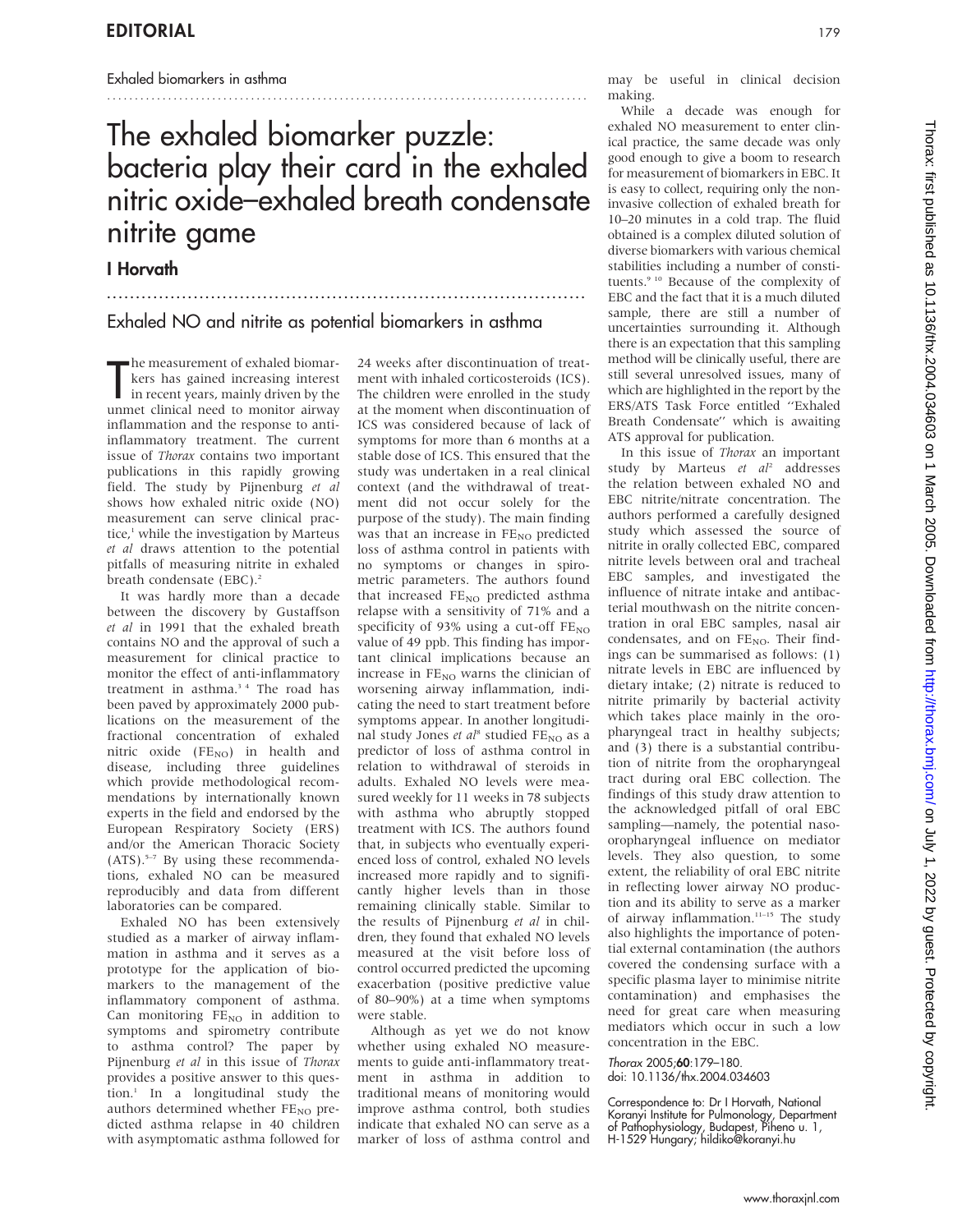EDITORIAL

Exhaled biomarkers in asthma

# The exhaled biomarker puzzle: bacteria play their card in the exhaled nitric oxide–exhaled breath condensate nitrite game

## I Horvath

### Exhaled NO and nitrite as potential biomarkers in asthma

The measurement of exhaled biomarkers has gained increasing interest in recent years, mainly driven by the unmet clinical need to monitor airway inflammation and the response to anti-inflammatory treatment. The current issue of *Thorax* contains two important publications in this rapidly growing field. The study by Pijnenburg *et al* shows how exhaled nitric oxide (NO) measurement can serve clinical practice,[1] while the investigation by Marteus *et al* draws attention to the potential pitfalls of measuring nitrite in exhaled breath condensate (EBC).[2]

It was hardly more than a decade between the discovery by Gustaffson *et al* in 1991 that the exhaled breath contains NO and the approval of such a measurement for clinical practice to monitor the effect of anti-inflammatory treatment in asthma.[3 4] The road has been paved by approximately 2000 publications on the measurement of the fractional concentration of exhaled nitric oxide ($FE_{NO}$) in health and disease, including three guidelines which provide methodological recommendations by internationally known experts in the field and endorsed by the European Respiratory Society (ERS) and/or the American Thoracic Society (ATS).[5–7] By using these recommendations, exhaled NO can be measured reproducibly and data from different laboratories can be compared.

Exhaled NO has been extensively studied as a marker of airway inflammation in asthma and it serves as a prototype for the application of biomarkers to the management of the inflammatory component of asthma. Can monitoring $FE_{NO}$ in addition to symptoms and spirometry contribute to asthma control? The paper by Pijnenburg *et al* in this issue of *Thorax* provides a positive answer to this question.[1] In a longitudinal study the authors determined whether $FE_{NO}$ predicted asthma relapse in 40 children with asymptomatic asthma followed for 24 weeks after discontinuation of treatment with inhaled corticosteroids (ICS). The children were enrolled in the study at the moment when discontinuation of ICS was considered because of lack of symptoms for more than 6 months at a stable dose of ICS. This ensured that the study was undertaken in a real clinical context (and the withdrawal of treatment did not occur solely for the purpose of the study). The main finding was that an increase in $FE_{NO}$ predicted loss of asthma control in patients with no symptoms or changes in spirometric parameters. The authors found that increased $FE_{NO}$ predicted asthma relapse with a sensitivity of 71% and a specificity of 93% using a cut-off $FE_{NO}$ value of 49 ppb. This finding has important clinical implications because an increase in $FE_{NO}$ warns the clinician of worsening airway inflammation, indicating the need to start treatment before symptoms appear. In another longitudinal study Jones *et al*[8] studied $FE_{NO}$ as a predictor of loss of asthma control in relation to withdrawal of steroids in adults. Exhaled NO levels were measured weekly for 11 weeks in 78 subjects with asthma who abruptly stopped treatment with ICS. The authors found that, in subjects who eventually experienced loss of control, exhaled NO levels increased more rapidly and to significantly higher levels than in those remaining clinically stable. Similar to the results of Pijnenburg *et al* in children, they found that exhaled NO levels measured at the visit before loss of control occurred predicted the upcoming exacerbation (positive predictive value of 80–90%) at a time when symptoms were stable.

Although as yet we do not know whether using exhaled NO measurements to guide anti-inflammatory treatment in asthma in addition to traditional means of monitoring would improve asthma control, both studies indicate that exhaled NO can serve as a marker of loss of asthma control and may be useful in clinical decision making.

While a decade was enough for exhaled NO measurement to enter clinical practice, the same decade was only good enough to give a boom to research for measurement of biomarkers in EBC. It is easy to collect, requiring only the non-invasive collection of exhaled breath for 10–20 minutes in a cold trap. The fluid obtained is a complex diluted solution of diverse biomarkers with various chemical stabilities including a number of constituents.[9 10] Because of the complexity of EBC and the fact that it is a much diluted sample, there are still a number of uncertainties surrounding it. Although there is an expectation that this sampling method will be clinically useful, there are still several unresolved issues, many of which are highlighted in the report by the ERS/ATS Task Force entitled "Exhaled Breath Condensate" which is awaiting ATS approval for publication.

In this issue of *Thorax* an important study by Marteus *et al*[2] addresses the relation between exhaled NO and EBC nitrite/nitrate concentration. The authors performed a carefully designed study which assessed the source of nitrite in orally collected EBC, compared nitrite levels between oral and tracheal EBC samples, and investigated the influence of nitrate intake and antibacterial mouthwash on the nitrite concentration in oral EBC samples, nasal air condensates, and on $FE_{NO}$. Their findings can be summarised as follows: (1) nitrate levels in EBC are influenced by dietary intake; (2) nitrate is reduced to nitrite primarily by bacterial activity which takes place mainly in the oropharyngeal tract in healthy subjects; and (3) there is a substantial contribution of nitrite from the oropharyngeal tract during oral EBC collection. The findings of this study draw attention to the acknowledged pitfall of oral EBC sampling—namely, the potential nasooropharyngeal influence on mediator levels. They also question, to some extent, the reliability of oral EBC nitrite in reflecting lower airway NO production and its ability to serve as a marker of airway inflammation.[11–15] The study also highlights the importance of potential external contamination (the authors covered the condensing surface with a specific plasma layer to minimise nitrite contamination) and emphasises the need for great care when measuring mediators which occur in such a low concentration in the EBC.

*Thorax* 2005;**60**:179–180.
doi: 10.1136/thx.2004.034603

Correspondence to: Dr I Horvath, National Koranyi Institute for Pulmonology, Department of Pathophysiology, Budapest, Piheno u. 1, H-1529 Hungary; hildiko@koranyi.hu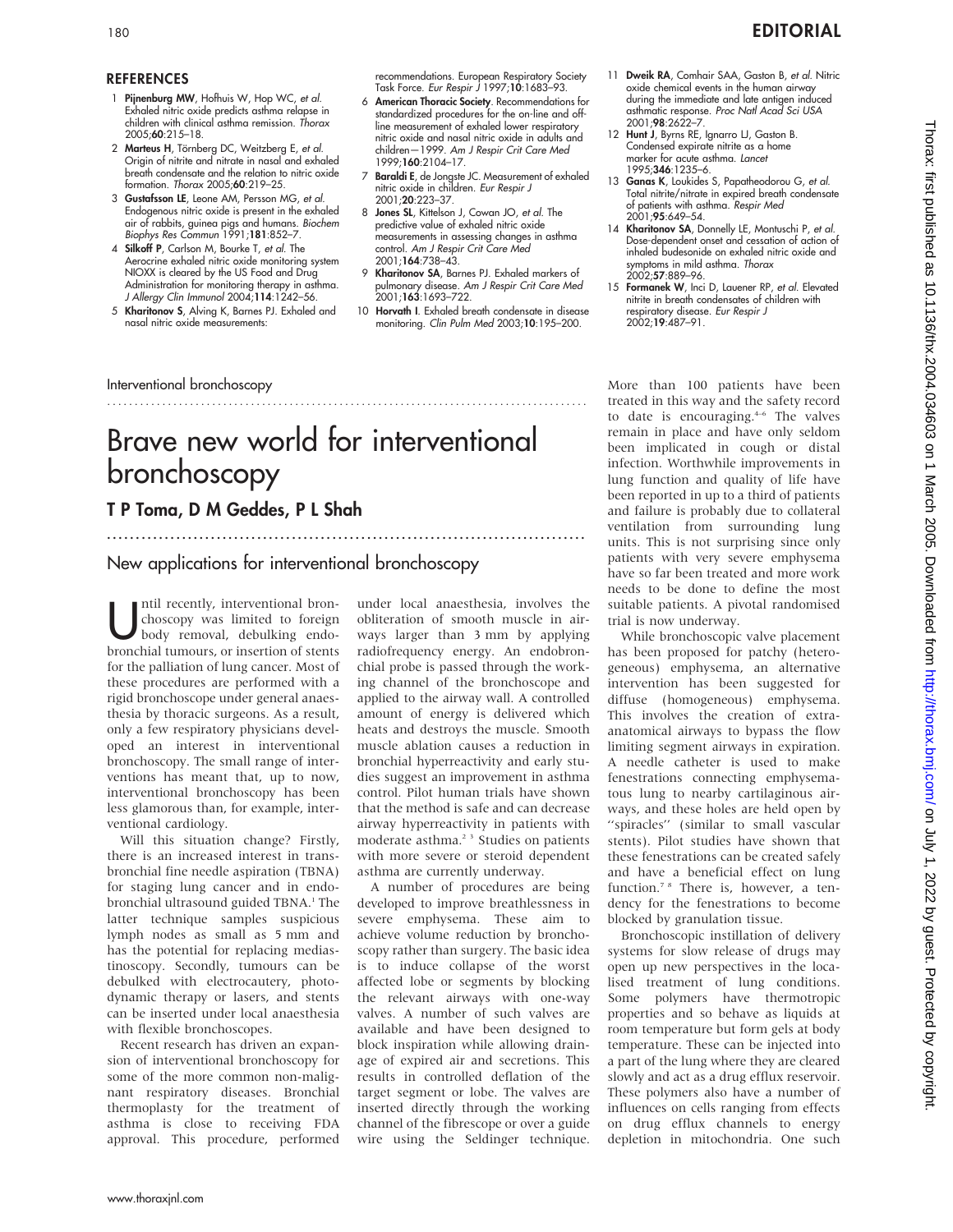## REFERENCES

1. **Pijnenburg MW**, Hofhuis W, Hop WC, *et al.* Exhaled nitric oxide predicts asthma relapse in children with clinical asthma remission. *Thorax* 2005;**60**:215–18.
2. **Marteus H**, Törnberg DC, Weitzberg E, *et al.* Origin of nitrite and nitrate in nasal and exhaled breath condensate and the relation to nitric oxide formation. *Thorax* 2005;**60**:219–25.
3. **Gustafsson LE**, Leone AM, Persson MG, *et al.* Endogenous nitric oxide is present in the exhaled air of rabbits, guinea pigs and humans. *Biochem Biophys Res Commun* 1991;**181**:852–7.
4. **Silkoff P**, Carlson M, Bourke T, *et al.* The Aerocrine exhaled nitric oxide monitoring system NIOXX is cleared by the US Food and Drug Administration for monitoring therapy in asthma. *J Allergy Clin Immunol* 2004;**114**:1242–56.
5. **Kharitonov S**, Alving K, Barnes PJ. Exhaled and nasal nitric oxide measurements: recommendations. European Respiratory Society Task Force. *Eur Respir J* 1997;**10**:1683–93.
6. **American Thoracic Society**. Recommendations for standardized procedures for the on-line and off-line measurement of exhaled lower respiratory nitric oxide and nasal nitric oxide in adults and children—1999. *Am J Respir Crit Care Med* 1999;**160**:2104–17.
7. **Baraldi E**, de Jongste JC. Measurement of exhaled nitric oxide in children. *Eur Respir J* 2001;**20**:223–37.
8. **Jones SL**, Kittelson J, Cowan JO, *et al.* The predictive value of exhaled nitric oxide measurements in assessing changes in asthma control. *Am J Respir Crit Care Med* 2001;**164**:738–43.
9. **Kharitonov SA**, Barnes PJ. Exhaled markers of pulmonary disease. *Am J Respir Crit Care Med* 2001;**163**:1693–722.
10. **Horvath I**. Exhaled breath condensate in disease monitoring. *Clin Pulm Med* 2003;**10**:195–200.
11. **Dweik RA**, Comhair SAA, Gaston B, *et al.* Nitric oxide chemical events in the human airway during the immediate and late antigen induced asthmatic response. *Proc Natl Acad Sci USA* 2001;**98**:2622–7.
12. **Hunt J**, Byrns RE, Ignarro LJ, Gaston B. Condensed expirate nitrite as a home marker for acute asthma. *Lancet* 1995;**346**:1235–6.
13. **Ganas K**, Loukides S, Papatheodorou G, *et al.* Total nitrite/nitrate in expired breath condensate of patients with asthma. *Respir Med* 2001;**95**:649–54.
14. **Kharitonov SA**, Donnelly LE, Montuschi P, *et al.* Dose-dependent onset and cessation of action of inhaled budesonide on exhaled nitric oxide and symptoms in mild asthma. *Thorax* 2002;**57**:889–96.
15. **Formanek W**, Inci D, Lauener RP, *et al.* Elevated nitrite in breath condensates of children with respiratory disease. *Eur Respir J* 2002;**19**:487–91.

Interventional bronchoscopy

# Brave new world for interventional bronchoscopy

## T P Toma, D M Geddes, P L Shah

### New applications for interventional bronchoscopy

Until recently, interventional bronchoscopy was limited to foreign body removal, debulking endobronchial tumours, or insertion of stents for the palliation of lung cancer. Most of these procedures are performed with a rigid bronchoscope under general anaesthesia by thoracic surgeons. As a result, only a few respiratory physicians developed an interest in interventional bronchoscopy. The small range of interventions has meant that, up to now, interventional bronchoscopy has been less glamorous than, for example, interventional cardiology.

Will this situation change? Firstly, there is an increased interest in transbronchial fine needle aspiration (TBNA) for staging lung cancer and in endobronchial ultrasound guided TBNA.[1] The latter technique samples suspicious lymph nodes as small as 5 mm and has the potential for replacing mediastinoscopy. Secondly, tumours can be debulked with electrocautery, photodynamic therapy or lasers, and stents can be inserted under local anaesthesia with flexible bronchoscopes.

Recent research has driven an expansion of interventional bronchoscopy for some of the more common non-malignant respiratory diseases. Bronchial thermoplasty for the treatment of asthma is close to receiving FDA approval. This procedure, performed under local anaesthesia, involves the obliteration of smooth muscle in airways larger than 3 mm by applying radiofrequency energy. An endobronchial probe is passed through the working channel of the bronchoscope and applied to the airway wall. A controlled amount of energy is delivered which heats and destroys the muscle. Smooth muscle ablation causes a reduction in bronchial hyperreactivity and early studies suggest an improvement in asthma control. Pilot human trials have shown that the method is safe and can decrease airway hyperreactivity in patients with moderate asthma.[2,3] Studies on patients with more severe or steroid dependent asthma are currently underway.

A number of procedures are being developed to improve breathlessness in severe emphysema. These aim to achieve volume reduction by bronchoscopy rather than surgery. The basic idea is to induce collapse of the worst affected lobe or segments by blocking the relevant airways with one-way valves. A number of such valves are available and have been designed to block inspiration while allowing drainage of expired air and secretions. This results in controlled deflation of the target segment or lobe. The valves are inserted directly through the working channel of the fibrescope or over a guide wire using the Seldinger technique. More than 100 patients have been treated in this way and the safety record to date is encouraging.[4–6] The valves remain in place and have only seldom been implicated in cough or distal infection. Worthwhile improvements in lung function and quality of life have been reported in up to a third of patients and failure is probably due to collateral ventilation from surrounding lung units. This is not surprising since only patients with very severe emphysema have so far been treated and more work needs to be done to define the most suitable patients. A pivotal randomised trial is now underway.

While bronchoscopic valve placement has been proposed for patchy (heterogeneous) emphysema, an alternative intervention has been suggested for diffuse (homogeneous) emphysema. This involves the creation of extra-anatomical airways to bypass the flow limiting segment airways in expiration. A needle catheter is used to make fenestrations connecting emphysematous lung to nearby cartilaginous airways, and these holes are held open by "spiracles" (similar to small vascular stents). Pilot studies have shown that these fenestrations can be created safely and have a beneficial effect on lung function.[7,8] There is, however, a tendency for the fenestrations to become blocked by granulation tissue.

Bronchoscopic instillation of delivery systems for slow release of drugs may open up new perspectives in the localised treatment of lung conditions. Some polymers have thermotropic properties and so behave as liquids at room temperature but form gels at body temperature. These can be injected into a part of the lung where they are cleared slowly and act as a drug efflux reservoir. These polymers also have a number of influences on cells ranging from effects on drug efflux channels to energy depletion in mitochondria. One such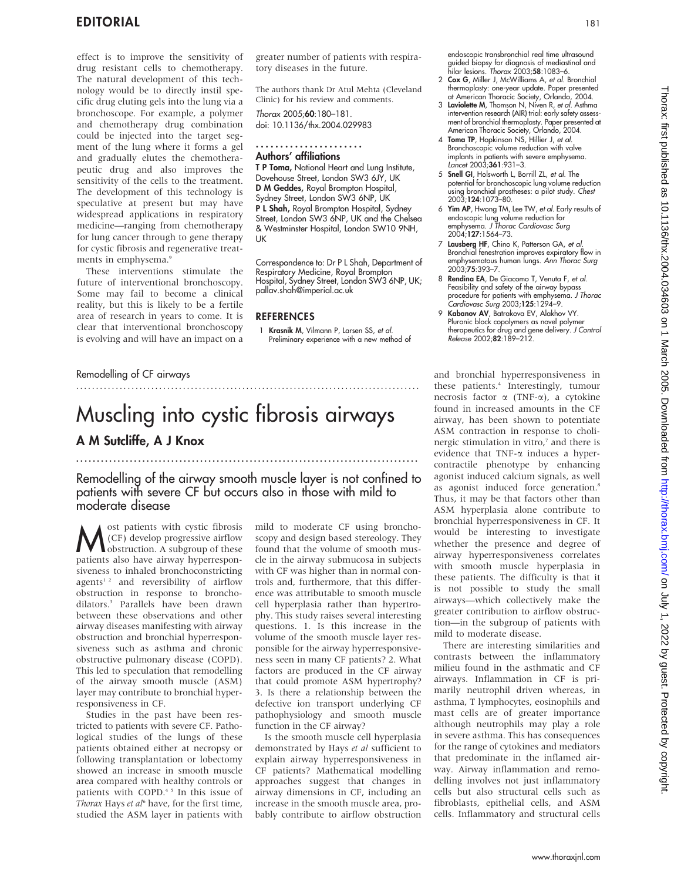effect is to improve the sensitivity of drug resistant cells to chemotherapy. The natural development of this technology would be to directly instil specific drug eluting gels into the lung via a bronchoscope. For example, a polymer and chemotherapy drug combination could be injected into the target segment of the lung where it forms a gel and gradually elutes the chemotherapeutic drug and also improves the sensitivity of the cells to the treatment. The development of this technology is speculative at present but may have widespread applications in respiratory medicine—ranging from chemotherapy for lung cancer through to gene therapy for cystic fibrosis and regenerative treatments in emphysema.[9]

These interventions stimulate the future of interventional bronchoscopy. Some may fail to become a clinical reality, but this is likely to be a fertile area of research in years to come. It is clear that interventional bronchoscopy is evolving and will have an impact on a greater number of patients with respiratory diseases in the future.

The authors thank Dr Atul Mehta (Cleveland Clinic) for his review and comments.

*Thorax* 2005;**60**:180–181.
doi: 10.1136/thx.2004.029983

### Authors' affiliations

**T P Toma,** National Heart and Lung Institute, Dovehouse Street, London SW3 6JY, UK
**D M Geddes,** Royal Brompton Hospital, Sydney Street, London SW3 6NP, UK
**P L Shah,** Royal Brompton Hospital, Sydney Street, London SW3 6NP, UK and the Chelsea & Westminster Hospital, London SW10 9NH, UK

Correspondence to: Dr P L Shah, Department of Respiratory Medicine, Royal Brompton Hospital, Sydney Street, London SW3 6NP, UK; pallav.shah@imperial.ac.uk

### REFERENCES

1. **Krasnik M**, Vilmann P, Larsen SS, *et al*. Preliminary experience with a new method of endoscopic transbronchial real time ultrasound guided biopsy for diagnosis of mediastinal and hilar lesions. *Thorax* 2003;**58**:1083–6.
2. **Cox G**, Miller J, McWilliams A, *et al*. Bronchial thermoplasty: one-year update. Paper presented at American Thoracic Society, Orlando, 2004.
3. **Laviolette M**, Thomson N, Niven R, *et al*. Asthma intervention research (AIR) trial: early safety assessment of bronchial thermoplasty. Paper presented at American Thoracic Society, Orlando, 2004.
4. **Toma TP**, Hopkinson NS, Hillier J, *et al*. Bronchoscopic volume reduction with valve implants in patients with severe emphysema. *Lancet* 2003;**361**:931–3.
5. **Snell GI**, Holsworth L, Borrill ZL, *et al*. The potential for bronchoscopic lung volume reduction using bronchial prostheses: a pilot study. *Chest* 2003;**124**:1073–80.
6. **Yim AP**, Hwong TM, Lee TW, *et al*. Early results of endoscopic lung volume reduction for emphysema. *J Thorac Cardiovasc Surg* 2004;**127**:1564–73.
7. **Lausberg HF**, Chino K, Patterson GA, *et al*. Bronchial fenestration improves expiratory flow in emphysematous human lungs. *Ann Thorac Surg* 2003;**75**:393–7.
8. **Rendina EA**, De Giacomo T, Venuta F, *et al*. Feasibility and safety of the airway bypass procedure for patients with emphysema. *J Thorac Cardiovasc Surg* 2003;**125**:1294–9.
9. **Kabanov AV**, Batrakova EV, Alakhov VY. Pluronic block copolymers as novel polymer therapeutics for drug and gene delivery. *J Control Release* 2002;**82**:189–212.

Remodelling of CF airways

# Muscling into cystic fibrosis airways

## A M Sutcliffe, A J Knox

**Remodelling of the airway smooth muscle layer is not confined to patients with severe CF but occurs also in those with mild to moderate disease**

Most patients with cystic fibrosis (CF) develop progressive airflow obstruction. A subgroup of these patients also have airway hyperresponsiveness to inhaled bronchoconstricting agents[1,2] and reversibility of airflow obstruction in response to bronchodilators.[3] Parallels have been drawn between these observations and other airway diseases manifesting with airway obstruction and bronchial hyperresponsiveness such as asthma and chronic obstructive pulmonary disease (COPD). This led to speculation that remodelling of the airway smooth muscle (ASM) layer may contribute to bronchial hyperresponsiveness in CF.

Studies in the past have been restricted to patients with severe CF. Pathological studies of the lungs of these patients obtained either at necropsy or following transplantation or lobectomy showed an increase in smooth muscle area compared with healthy controls or patients with COPD.[4,5] In this issue of *Thorax* Hays *et al*[6] have, for the first time, studied the ASM layer in patients with mild to moderate CF using bronchoscopy and design based stereology. They found that the volume of smooth muscle in the airway submucosa in subjects with CF was higher than in normal controls and, furthermore, that this difference was attributable to smooth muscle cell hyperplasia rather than hypertrophy. This study raises several interesting questions. 1. Is this increase in the volume of the smooth muscle layer responsible for the airway hyperresponsiveness seen in many CF patients? 2. What factors are produced in the CF airway that could promote ASM hypertrophy? 3. Is there a relationship between the defective ion transport underlying CF pathophysiology and smooth muscle function in the CF airway?

Is the smooth muscle cell hyperplasia demonstrated by Hays *et al* sufficient to explain airway hyperresponsiveness in CF patients? Mathematical modelling approaches suggest that changes in airway dimensions in CF, including an increase in the smooth muscle area, probably contribute to airflow obstruction and bronchial hyperresponsiveness in these patients.[4] Interestingly, tumour necrosis factor α (TNF-α), a cytokine found in increased amounts in the CF airway, has been shown to potentiate ASM contraction in response to cholinergic stimulation in vitro,[7] and there is evidence that TNF-α induces a hypercontractile phenotype by enhancing agonist induced calcium signals, as well as agonist induced force generation.[8] Thus, it may be that factors other than ASM hyperplasia alone contribute to bronchial hyperresponsiveness in CF. It would be interesting to investigate whether the presence and degree of airway hyperresponsiveness correlates with smooth muscle hyperplasia in these patients. The difficulty is that it is not possible to study the small airways—which collectively make the greater contribution to airflow obstruction—in the subgroup of patients with mild to moderate disease.

There are interesting similarities and contrasts between the inflammatory milieu found in the asthmatic and CF airways. Inflammation in CF is primarily neutrophil driven whereas, in asthma, T lymphocytes, eosinophils and mast cells are of greater importance although neutrophils may play a role in severe asthma. This has consequences for the range of cytokines and mediators that predominate in the inflamed airway. Airway inflammation and remodelling involves not just inflammatory cells but also structural cells such as fibroblasts, epithelial cells, and ASM cells. Inflammatory and structural cells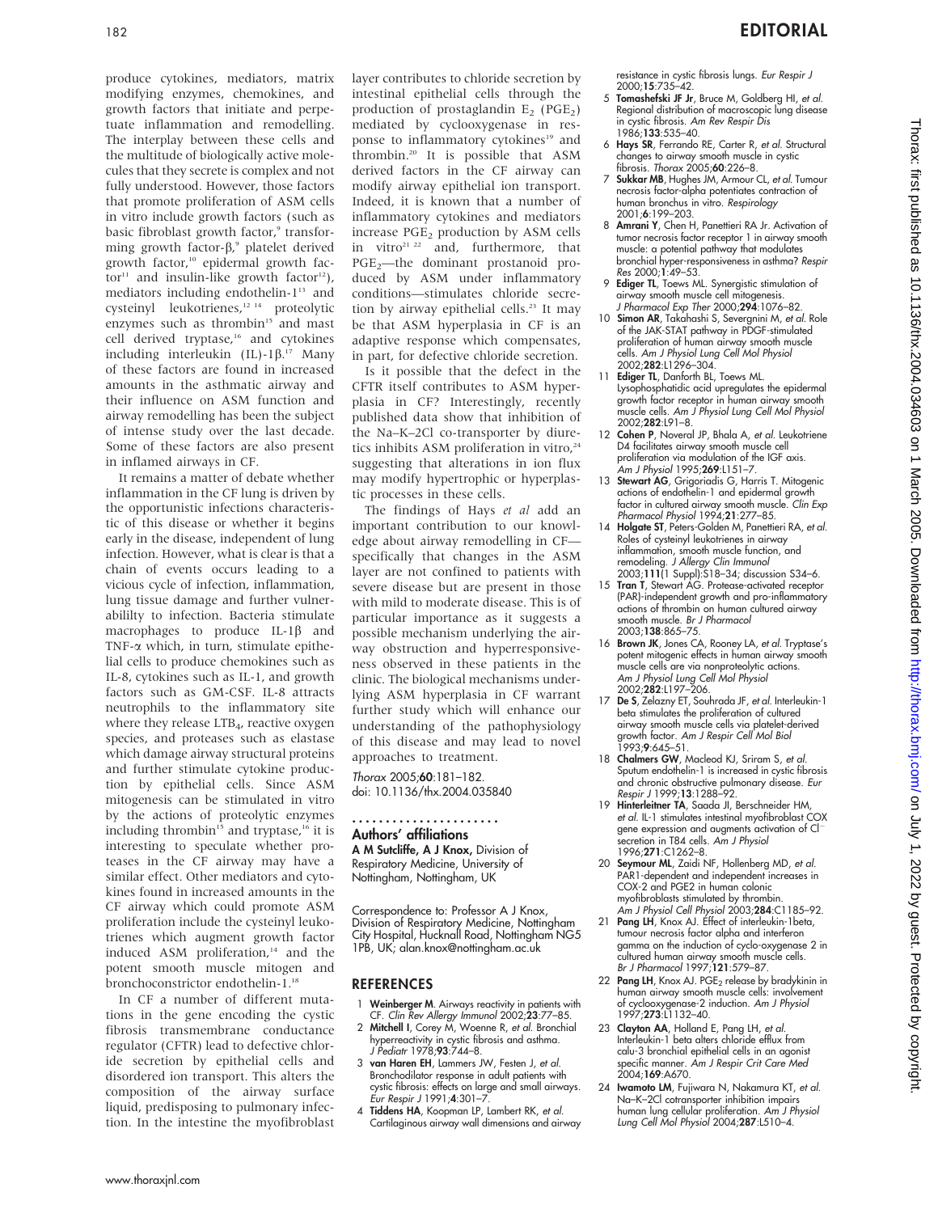produce cytokines, mediators, matrix modifying enzymes, chemokines, and growth factors that initiate and perpetuate inflammation and remodelling. The interplay between these cells and the multitude of biologically active molecules that they secrete is complex and not fully understood. However, those factors that promote proliferation of ASM cells in vitro include growth factors (such as basic fibroblast growth factor,[9] transforming growth factor-β,[9] platelet derived growth factor,[10] epidermal growth factor[11] and insulin-like growth factor[12]), mediators including endothelin-1[13] and cysteinyl leukotrienes,[12 14] proteolytic enzymes such as thrombin[15] and mast cell derived tryptase,[16] and cytokines including interleukin (IL)-1β.[17] Many of these factors are found in increased amounts in the asthmatic airway and their influence on ASM function and airway remodelling has been the subject of intense study over the last decade. Some of these factors are also present in inflamed airways in CF.

It remains a matter of debate whether inflammation in the CF lung is driven by the opportunistic infections characteristic of this disease or whether it begins early in the disease, independent of lung infection. However, what is clear is that a chain of events occurs leading to a vicious cycle of infection, inflammation, lung tissue damage and further vulnerabillity to infection. Bacteria stimulate macrophages to produce IL-1β and TNF-α which, in turn, stimulate epithelial cells to produce chemokines such as IL-8, cytokines such as IL-1, and growth factors such as GM-CSF. IL-8 attracts neutrophils to the inflammatory site where they release $LTB_4$, reactive oxygen species, and proteases such as elastase which damage airway structural proteins and further stimulate cytokine production by epithelial cells. Since ASM mitogenesis can be stimulated in vitro by the actions of proteolytic enzymes including thrombin[15] and tryptase,[16] it is interesting to speculate whether proteases in the CF airway may have a similar effect. Other mediators and cytokines found in increased amounts in the CF airway which could promote ASM proliferation include the cysteinyl leukotrienes which augment growth factor induced ASM proliferation,[14] and the potent smooth muscle mitogen and bronchoconstrictor endothelin-1.[18]

In CF a number of different mutations in the gene encoding the cystic fibrosis transmembrane conductance regulator (CFTR) lead to defective chloride secretion by epithelial cells and disordered ion transport. This alters the composition of the airway surface liquid, predisposing to pulmonary infection. In the intestine the myofibroblast layer contributes to chloride secretion by intestinal epithelial cells through the production of prostaglandin $E_2$ ($PGE_2$) mediated by cyclooxygenase in response to inflammatory cytokines[19] and thrombin.[20] It is possible that ASM derived factors in the CF airway can modify airway epithelial ion transport. Indeed, it is known that a number of inflammatory cytokines and mediators increase $PGE_2$ production by ASM cells in vitro[21 22] and, furthermore, that $PGE_2$—the dominant prostanoid produced by ASM under inflammatory conditions—stimulates chloride secretion by airway epithelial cells.[23] It may be that ASM hyperplasia in CF is an adaptive response which compensates, in part, for defective chloride secretion.

Is it possible that the defect in the CFTR itself contributes to ASM hyperplasia in CF? Interestingly, recently published data show that inhibition of the Na–K–2Cl co-transporter by diuretics inhibits ASM proliferation in vitro,[24] suggesting that alterations in ion flux may modify hypertrophic or hyperplastic processes in these cells.

The findings of Hays *et al* add an important contribution to our knowledge about airway remodelling in CF—specifically that changes in the ASM layer are not confined to patients with severe disease but are present in those with mild to moderate disease. This is of particular importance as it suggests a possible mechanism underlying the airway obstruction and hyperresponsiveness observed in these patients in the clinic. The biological mechanisms underlying ASM hyperplasia in CF warrant further study which will enhance our understanding of the pathophysiology of this disease and may lead to novel approaches to treatment.

*Thorax* 2005;**60**:181–182.
doi: 10.1136/thx.2004.035840

## Authors' affiliations

**A M Sutcliffe, A J Knox,** Division of Respiratory Medicine, University of Nottingham, Nottingham, UK

Correspondence to: Professor A J Knox, Division of Respiratory Medicine, Nottingham City Hospital, Hucknall Road, Nottingham NG5 1PB, UK; alan.knox@nottingham.ac.uk

## REFERENCES

1. **Weinberger M**. Airways reactivity in patients with CF. *Clin Rev Allergy Immunol* 2002;**23**:77–85.
2. **Mitchell I**, Corey M, Woenne R, *et al*. Bronchial hyperreactivity in cystic fibrosis and asthma. *J Pediatr* 1978;**93**:744–8.
3. **van Haren EH**, Lammers JW, Festen J, *et al*. Bronchodilator response in adult patients with cystic fibrosis: effects on large and small airways. *Eur Respir J* 1991;**4**:301–7.
4. **Tiddens HA**, Koopman LP, Lambert RK, *et al*. Cartilaginous airway wall dimensions and airway resistance in cystic fibrosis lungs. *Eur Respir J* 2000;**15**:735–42.
5. **Tomashefski JF Jr**, Bruce M, Goldberg HI, *et al*. Regional distribution of macroscopic lung disease in cystic fibrosis. *Am Rev Respir Dis* 1986;**133**:535–40.
6. **Hays SR**, Ferrando RE, Carter R, *et al*. Structural changes to airway smooth muscle in cystic fibrosis. *Thorax* 2005;**60**:226–8.
7. **Sukkar MB**, Hughes JM, Armour CL, *et al*. Tumour necrosis factor-alpha potentiates contraction of human bronchus in vitro. *Respirology* 2001;**6**:199–203.
8. **Amrani Y**, Chen H, Panettieri RA Jr. Activation of tumor necrosis factor receptor 1 in airway smooth muscle: a potential pathway that modulates bronchial hyper-responsiveness in asthma? *Respir Res* 2000;**1**:49–53.
9. **Ediger TL**, Toews ML. Synergistic stimulation of airway smooth muscle cell mitogenesis. *J Pharmacol Exp Ther* 2000;**294**:1076–82.
10. **Simon AR**, Takahashi S, Severgnini M, *et al*. Role of the JAK-STAT pathway in PDGF-stimulated proliferation of human airway smooth muscle cells. *Am J Physiol Lung Cell Mol Physiol* 2002;**282**:L1296–304.
11. **Ediger TL**, Danforth BL, Toews ML. Lysophosphatidic acid upregulates the epidermal growth factor receptor in human airway smooth muscle cells. *Am J Physiol Lung Cell Mol Physiol* 2002;**282**:L91–8.
12. **Cohen P**, Noveral JP, Bhala A, *et al*. Leukotriene D4 facilitates airway smooth muscle cell proliferation via modulation of the IGF axis. *Am J Physiol* 1995;**269**:L151–7.
13. **Stewart AG**, Grigoriadis G, Harris T. Mitogenic actions of endothelin-1 and epidermal growth factor in cultured airway smooth muscle. *Clin Exp Pharmacol Physiol* 1994;**21**:277–85.
14. **Holgate ST**, Peters-Golden M, Panettieri RA, *et al*. Roles of cysteinyl leukotrienes in airway inflammation, smooth muscle function, and remodeling. *J Allergy Clin Immunol* 2003;**111**(1 Suppl):S18–34; discussion S34–6.
15. **Tran T**, Stewart AG. Protease-activated receptor (PAR)-independent growth and pro-inflammatory actions of thrombin on human cultured airway smooth muscle. *Br J Pharmacol* 2003;**138**:865–75.
16. **Brown JK**, Jones CA, Rooney LA, *et al*. Tryptase's potent mitogenic effects in human airway smooth muscle cells are via nonproteolytic actions. *Am J Physiol Lung Cell Mol Physiol* 2002;**282**:L197–206.
17. **De S**, Zelazny ET, Souhrada JF, *et al*. Interleukin-1 beta stimulates the proliferation of cultured airway smooth muscle cells via platelet-derived growth factor. *Am J Respir Cell Mol Biol* 1993;**9**:645–51.
18. **Chalmers GW**, Macleod KJ, Sriram S, *et al*. Sputum endothelin-1 is increased in cystic fibrosis and chronic obstructive pulmonary disease. *Eur Respir J* 1999;**13**:1288–92.
19. **Hinterleitner TA**, Saada JI, Berschneider HM, *et al*. IL-1 stimulates intestinal myofibroblast COX gene expression and augments activation of $Cl^-$ secretion in T84 cells. *Am J Physiol* 1996;**271**:C1262–8.
20. **Seymour ML**, Zaidi NF, Hollenberg MD, *et al*. PAR1-dependent and independent increases in COX-2 and PGE2 in human colonic myofibroblasts stimulated by thrombin. *Am J Physiol Cell Physiol* 2003;**284**:C1185–92.
21. **Pang LH**, Knox AJ. Effect of interleukin-1beta, tumour necrosis factor alpha and interferon gamma on the induction of cyclo-oxygenase 2 in cultured human airway smooth muscle cells. *Br J Pharmacol* 1997;**121**:579–87.
22. **Pang LH**, Knox AJ. $PGE_2$ release by bradykinin in human airway smooth muscle cells: involvement of cyclooxygenase-2 induction. *Am J Physiol* 1997;**273**:L1132–40.
23. **Clayton AA**, Holland E, Pang LH, *et al*. Interleukin-1 beta alters chloride efflux from calu-3 bronchial epithelial cells in an agonist specific manner. *Am J Respir Crit Care Med* 2004;**169**:A670.
24. **Iwamoto LM**, Fujiwara N, Nakamura KT, *et al*. Na–K–2Cl cotransporter inhibition impairs human lung cellular proliferation. *Am J Physiol Lung Cell Mol Physiol* 2004;**287**:L510–4.